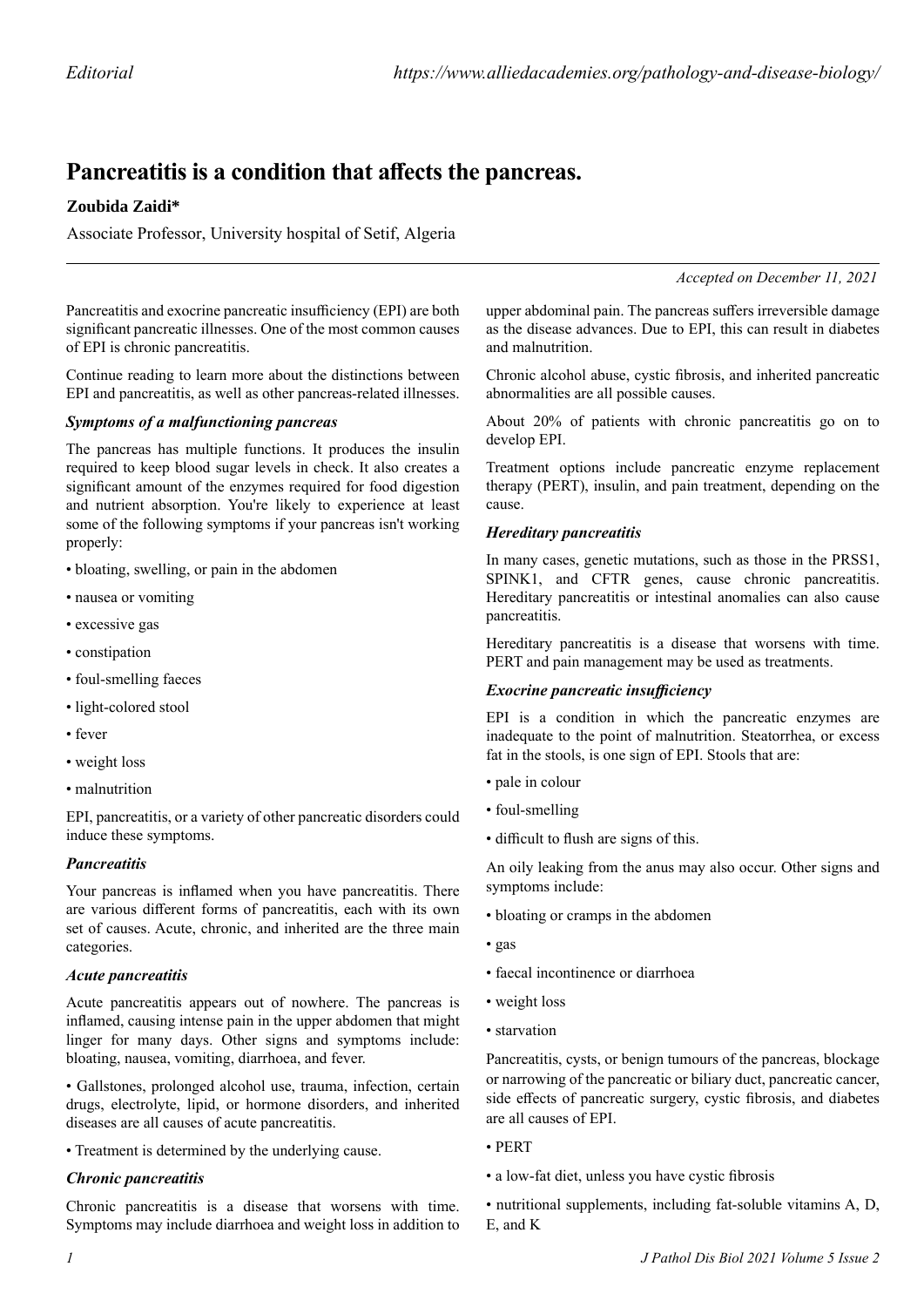# Pancreatitis is a condition that affects the pancreas.

**Zoubida Zaidi***

Associate Professor, University hospital of Setif, Algeria

*Accepted on December 11, 2021*

Pancreatitis and exocrine pancreatic insufficiency (EPI) are both significant pancreatic illnesses. One of the most common causes of EPI is chronic pancreatitis.

Continue reading to learn more about the distinctions between EPI and pancreatitis, as well as other pancreas-related illnesses.

### *Symptoms of a malfunctioning pancreas*

The pancreas has multiple functions. It produces the insulin required to keep blood sugar levels in check. It also creates a significant amount of the enzymes required for food digestion and nutrient absorption. You're likely to experience at least some of the following symptoms if your pancreas isn't working properly:

- bloating, swelling, or pain in the abdomen
- nausea or vomiting
- excessive gas
- constipation
- foul-smelling faeces
- light-colored stool
- fever
- weight loss
- malnutrition

EPI, pancreatitis, or a variety of other pancreatic disorders could induce these symptoms.

### *Pancreatitis*

Your pancreas is inflamed when you have pancreatitis. There are various different forms of pancreatitis, each with its own set of causes. Acute, chronic, and inherited are the three main categories.

### *Acute pancreatitis*

Acute pancreatitis appears out of nowhere. The pancreas is inflamed, causing intense pain in the upper abdomen that might linger for many days. Other signs and symptoms include: bloating, nausea, vomiting, diarrhoea, and fever.

- Gallstones, prolonged alcohol use, trauma, infection, certain drugs, electrolyte, lipid, or hormone disorders, and inherited diseases are all causes of acute pancreatitis.
- Treatment is determined by the underlying cause.

### *Chronic pancreatitis*

Chronic pancreatitis is a disease that worsens with time. Symptoms may include diarrhoea and weight loss in addition to upper abdominal pain. The pancreas suffers irreversible damage as the disease advances. Due to EPI, this can result in diabetes and malnutrition.

Chronic alcohol abuse, cystic fibrosis, and inherited pancreatic abnormalities are all possible causes.

About 20% of patients with chronic pancreatitis go on to develop EPI.

Treatment options include pancreatic enzyme replacement therapy (PERT), insulin, and pain treatment, depending on the cause.

### *Hereditary pancreatitis*

In many cases, genetic mutations, such as those in the PRSS1, SPINK1, and CFTR genes, cause chronic pancreatitis. Hereditary pancreatitis or intestinal anomalies can also cause pancreatitis.

Hereditary pancreatitis is a disease that worsens with time. PERT and pain management may be used as treatments.

### *Exocrine pancreatic insufficiency*

EPI is a condition in which the pancreatic enzymes are inadequate to the point of malnutrition. Steatorrhea, or excess fat in the stools, is one sign of EPI. Stools that are:

- pale in colour
- foul-smelling
- difficult to flush are signs of this.

An oily leaking from the anus may also occur. Other signs and symptoms include:

- bloating or cramps in the abdomen
- gas
- faecal incontinence or diarrhoea
- weight loss
- starvation

Pancreatitis, cysts, or benign tumours of the pancreas, blockage or narrowing of the pancreatic or biliary duct, pancreatic cancer, side effects of pancreatic surgery, cystic fibrosis, and diabetes are all causes of EPI.

- PERT
- a low-fat diet, unless you have cystic fibrosis
- nutritional supplements, including fat-soluble vitamins A, D, E, and K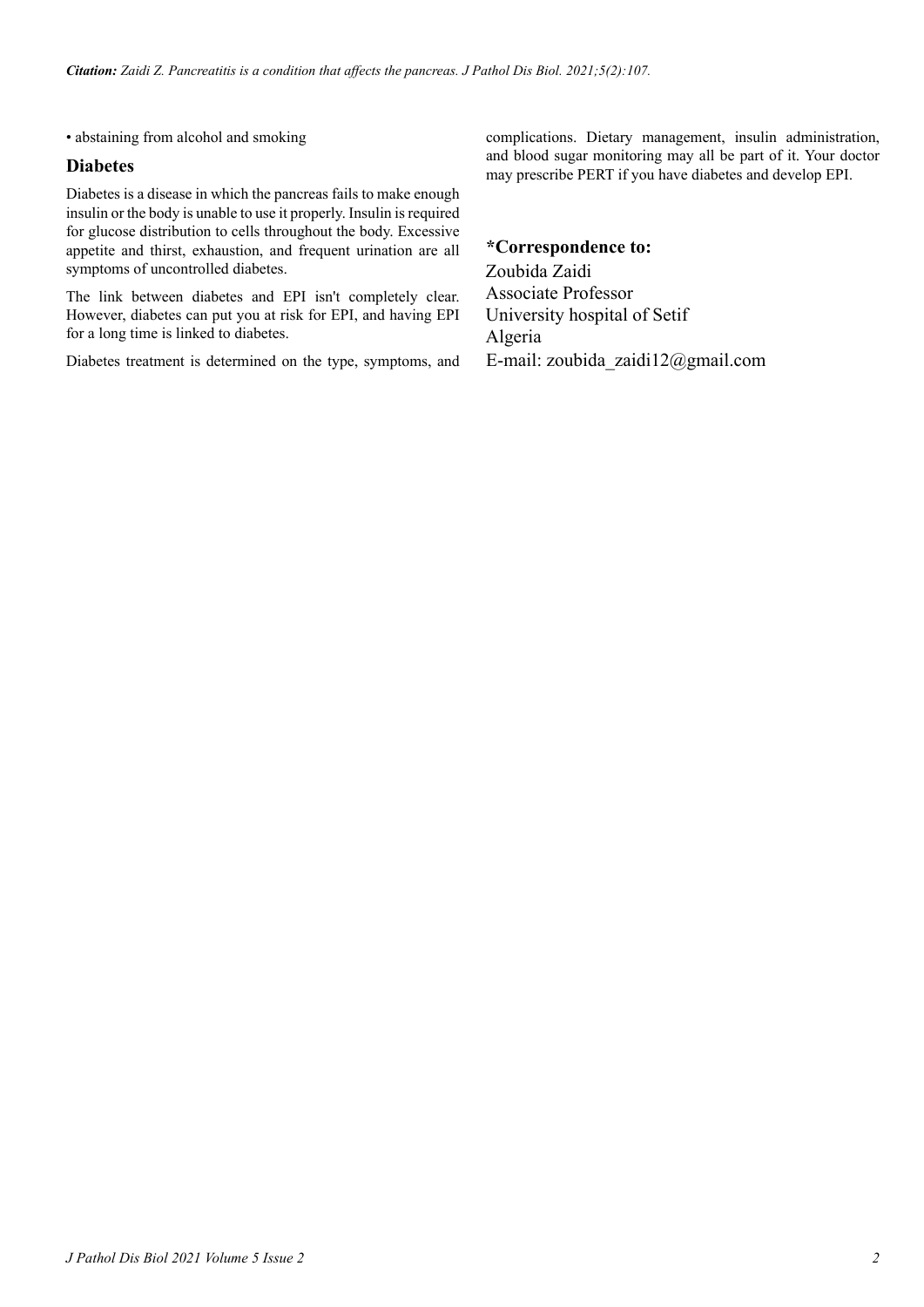- abstaining from alcohol and smoking

## Diabetes

Diabetes is a disease in which the pancreas fails to make enough insulin or the body is unable to use it properly. Insulin is required for glucose distribution to cells throughout the body. Excessive appetite and thirst, exhaustion, and frequent urination are all symptoms of uncontrolled diabetes.

The link between diabetes and EPI isn't completely clear. However, diabetes can put you at risk for EPI, and having EPI for a long time is linked to diabetes.

Diabetes treatment is determined on the type, symptoms, and complications. Dietary management, insulin administration, and blood sugar monitoring may all be part of it. Your doctor may prescribe PERT if you have diabetes and develop EPI.

**\*Correspondence to:**

Zoubida Zaidi
Associate Professor
University hospital of Setif
Algeria
E-mail: zoubida_zaidi12@gmail.com